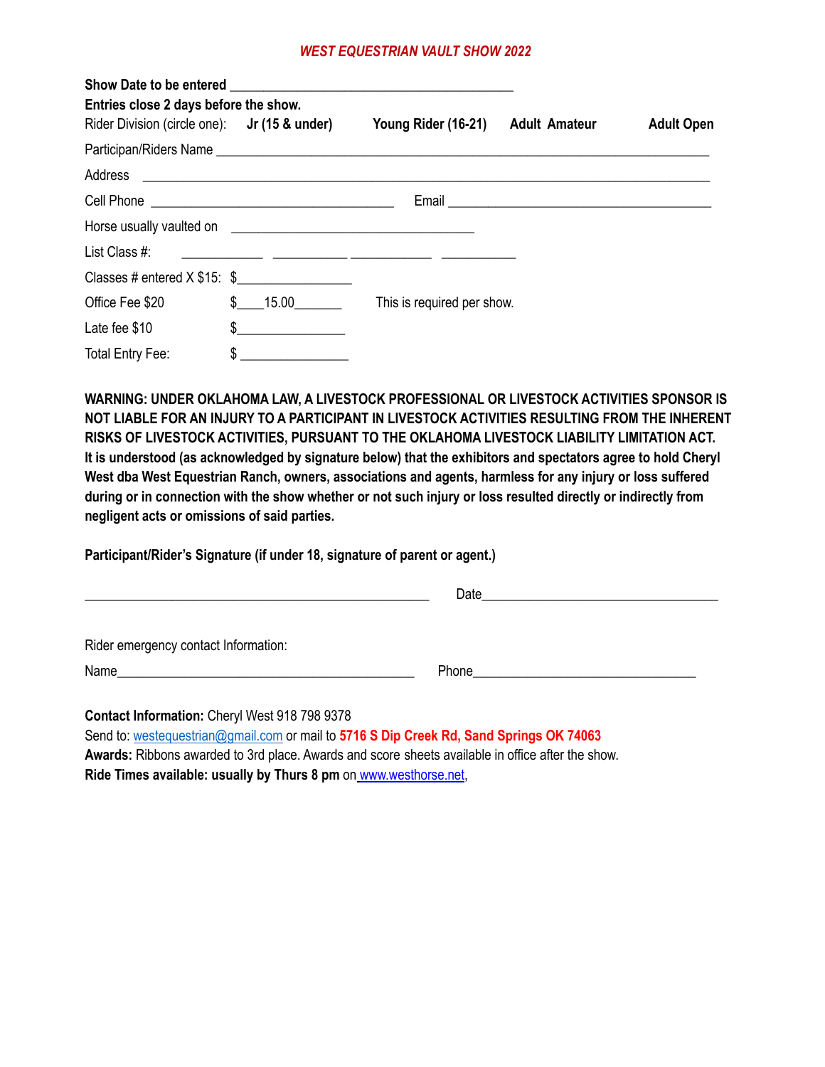# *WEST EQUESTRIAN VAULT SHOW 2022*

**Show Date to be entered** ________________________________________

**Entries close 2 days before the show.**

Rider Division (circle one): **Jr (15 & under)** **Young Rider (16-21)** **Adult Amateur** **Adult Open**

Participan/Riders Name ________________________________________________________________________

Address ___________________________________________________________________________

Cell Phone ___________________________________ Email _____________________________________

Horse usually vaulted on ___________________________________

List Class #: ___________ ___________ ___________ ___________

Classes # entered X $15: $________________

Office Fee $20 $____15.00_______ This is required per show.

Late fee $10 $_______________

Total Entry Fee: $ _______________

**WARNING: UNDER OKLAHOMA LAW, A LIVESTOCK PROFESSIONAL OR LIVESTOCK ACTIVITIES SPONSOR IS NOT LIABLE FOR AN INJURY TO A PARTICIPANT IN LIVESTOCK ACTIVITIES RESULTING FROM THE INHERENT RISKS OF LIVESTOCK ACTIVITIES, PURSUANT TO THE OKLAHOMA LIVESTOCK LIABILITY LIMITATION ACT. It is understood (as acknowledged by signature below) that the exhibitors and spectators agree to hold Cheryl West dba West Equestrian Ranch, owners, associations and agents, harmless for any injury or loss suffered during or in connection with the show whether or not such injury or loss resulted directly or indirectly from negligent acts or omissions of said parties.**

**Participant/Rider's Signature (if under 18, signature of parent or agent.)**

__________________________________________________ Date____________________________________

Rider emergency contact Information:

Name____________________________________________ Phone________________________________

**Contact Information:** Cheryl West 918 798 9378

Send to: westequestrian@gmail.com or mail to **5716 S Dip Creek Rd, Sand Springs OK 74063**

**Awards:** Ribbons awarded to 3rd place. Awards and score sheets available in office after the show.

**Ride Times available: usually by Thurs 8 pm** on www.westhorse.net,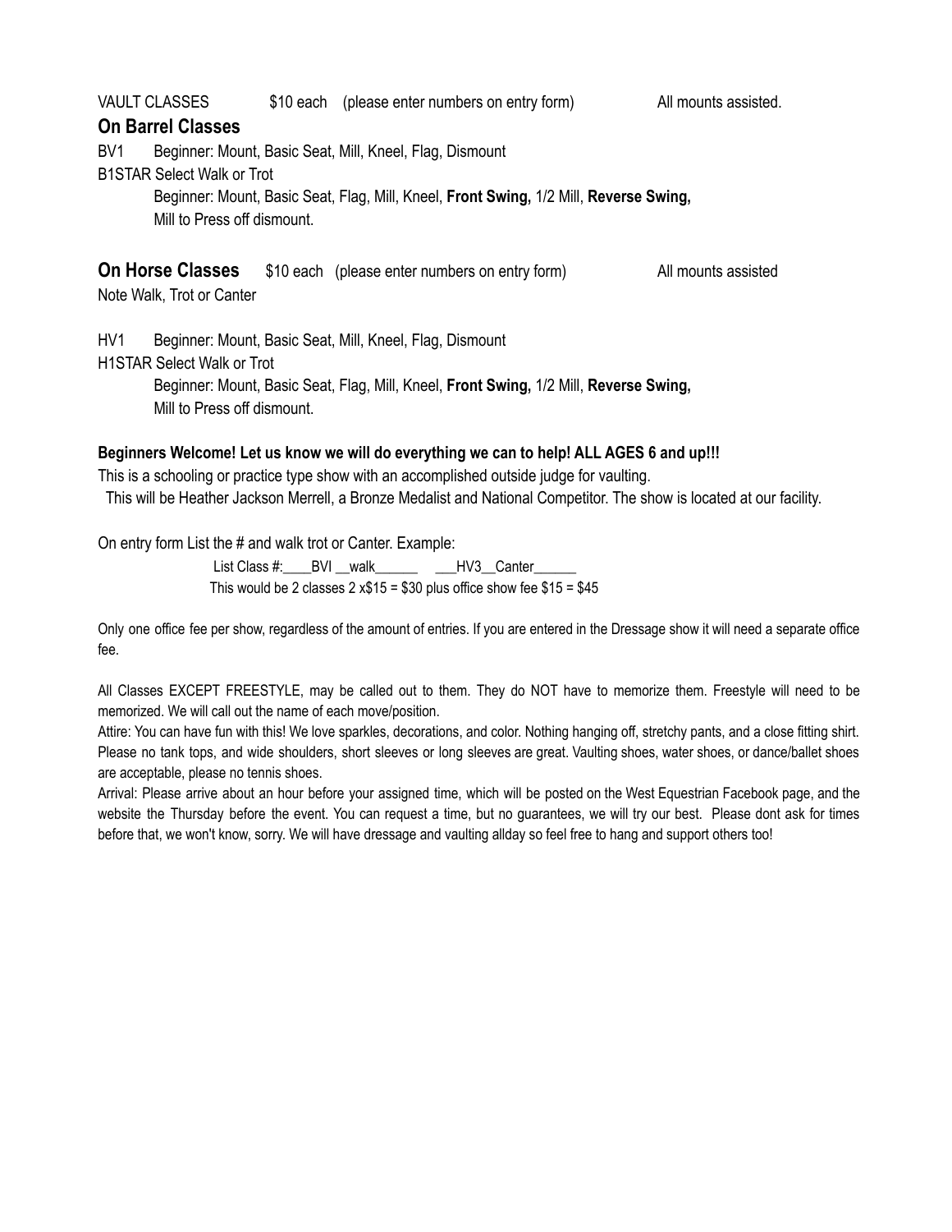VAULT CLASSES $10 each (please enter numbers on entry form) All mounts assisted.

## On Barrel Classes

BV1 Beginner: Mount, Basic Seat, Mill, Kneel, Flag, Dismount

B1STAR Select Walk or Trot

Beginner: Mount, Basic Seat, Flag, Mill, Kneel, **Front Swing,** 1/2 Mill, **Reverse Swing,** Mill to Press off dismount.

## On Horse Classes

$10 each (please enter numbers on entry form) All mounts assisted

Note Walk, Trot or Canter

HV1 Beginner: Mount, Basic Seat, Mill, Kneel, Flag, Dismount

H1STAR Select Walk or Trot

Beginner: Mount, Basic Seat, Flag, Mill, Kneel, **Front Swing,** 1/2 Mill, **Reverse Swing,** Mill to Press off dismount.

**Beginners Welcome! Let us know we will do everything we can to help! ALL AGES 6 and up!!!**

This is a schooling or practice type show with an accomplished outside judge for vaulting.

This will be Heather Jackson Merrell, a Bronze Medalist and National Competitor. The show is located at our facility.

On entry form List the # and walk trot or Canter. Example:

List Class #:____BVI __walk______ ___HV3__Canter______

This would be 2 classes 2 x$15 = $30 plus office show fee $15 = $45

Only one office fee per show, regardless of the amount of entries. If you are entered in the Dressage show it will need a separate office fee.

All Classes EXCEPT FREESTYLE, may be called out to them. They do NOT have to memorize them. Freestyle will need to be memorized. We will call out the name of each move/position.

Attire: You can have fun with this! We love sparkles, decorations, and color. Nothing hanging off, stretchy pants, and a close fitting shirt. Please no tank tops, and wide shoulders, short sleeves or long sleeves are great. Vaulting shoes, water shoes, or dance/ballet shoes are acceptable, please no tennis shoes.

Arrival: Please arrive about an hour before your assigned time, which will be posted on the West Equestrian Facebook page, and the website the Thursday before the event. You can request a time, but no guarantees, we will try our best. Please dont ask for times before that, we won't know, sorry. We will have dressage and vaulting allday so feel free to hang and support others too!